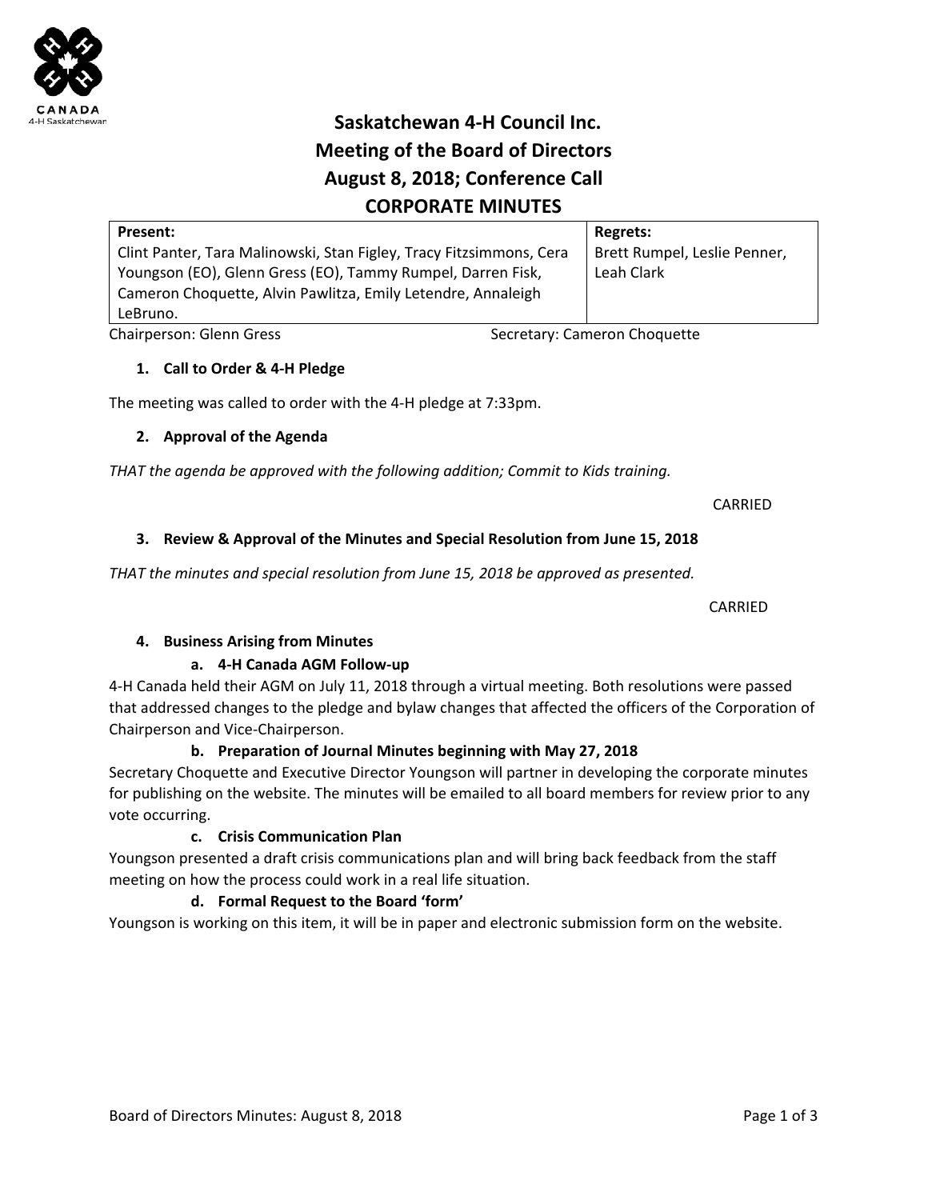# Saskatchewan 4-H Council Inc.
## Meeting of the Board of Directors
## August 8, 2018; Conference Call
## CORPORATE MINUTES

| **Present:** | **Regrets:** |
| --- | --- |
| Clint Panter, Tara Malinowski, Stan Figley, Tracy Fitzsimmons, Cera Youngson (EO), Glenn Gress (EO), Tammy Rumpel, Darren Fisk, Cameron Choquette, Alvin Pawlitza, Emily Letendre, Annaleigh LeBruno. | Brett Rumpel, Leslie Penner, Leah Clark |

Chairperson: Glenn Gress    Secretary: Cameron Choquette

1. **Call to Order & 4-H Pledge**

The meeting was called to order with the 4-H pledge at 7:33pm.

2. **Approval of the Agenda**

*THAT the agenda be approved with the following addition; Commit to Kids training.*

CARRIED

3. **Review & Approval of the Minutes and Special Resolution from June 15, 2018**

*THAT the minutes and special resolution from June 15, 2018 be approved as presented.*

CARRIED

4. **Business Arising from Minutes**

   a. **4-H Canada AGM Follow-up**

4-H Canada held their AGM on July 11, 2018 through a virtual meeting. Both resolutions were passed that addressed changes to the pledge and bylaw changes that affected the officers of the Corporation of Chairperson and Vice-Chairperson.

   b. **Preparation of Journal Minutes beginning with May 27, 2018**

Secretary Choquette and Executive Director Youngson will partner in developing the corporate minutes for publishing on the website. The minutes will be emailed to all board members for review prior to any vote occurring.

   c. **Crisis Communication Plan**

Youngson presented a draft crisis communications plan and will bring back feedback from the staff meeting on how the process could work in a real life situation.

   d. **Formal Request to the Board 'form'**

Youngson is working on this item, it will be in paper and electronic submission form on the website.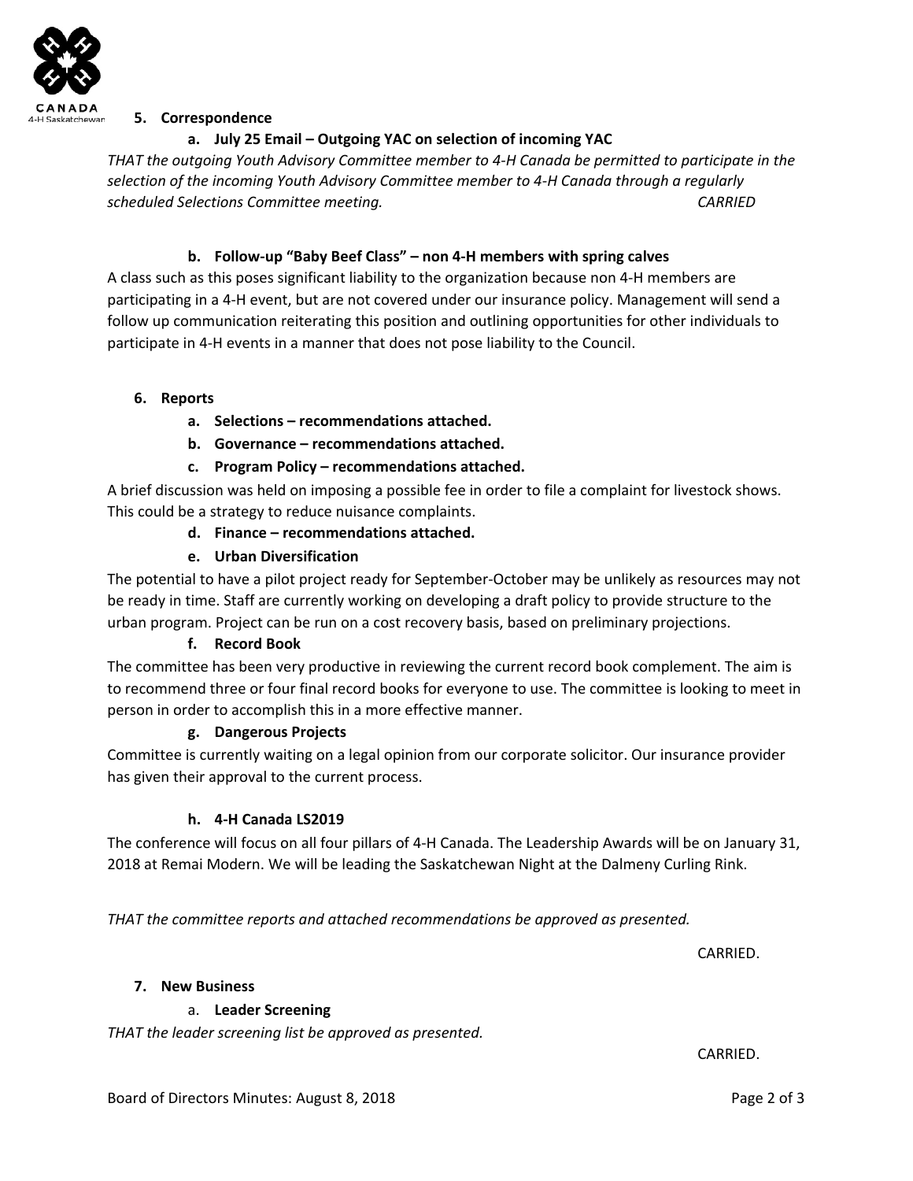## 5. Correspondence

### a. July 25 Email – Outgoing YAC on selection of incoming YAC

*THAT the outgoing Youth Advisory Committee member to 4-H Canada be permitted to participate in the selection of the incoming Youth Advisory Committee member to 4-H Canada through a regularly scheduled Selections Committee meeting.* *CARRIED*

### b. Follow-up "Baby Beef Class" – non 4-H members with spring calves

A class such as this poses significant liability to the organization because non 4-H members are participating in a 4-H event, but are not covered under our insurance policy. Management will send a follow up communication reiterating this position and outlining opportunities for other individuals to participate in 4-H events in a manner that does not pose liability to the Council.

## 6. Reports

### a. Selections – recommendations attached.

### b. Governance – recommendations attached.

### c. Program Policy – recommendations attached.

A brief discussion was held on imposing a possible fee in order to file a complaint for livestock shows. This could be a strategy to reduce nuisance complaints.

### d. Finance – recommendations attached.

### e. Urban Diversification

The potential to have a pilot project ready for September-October may be unlikely as resources may not be ready in time. Staff are currently working on developing a draft policy to provide structure to the urban program. Project can be run on a cost recovery basis, based on preliminary projections.

### f. Record Book

The committee has been very productive in reviewing the current record book complement. The aim is to recommend three or four final record books for everyone to use. The committee is looking to meet in person in order to accomplish this in a more effective manner.

### g. Dangerous Projects

Committee is currently waiting on a legal opinion from our corporate solicitor. Our insurance provider has given their approval to the current process.

### h. 4-H Canada LS2019

The conference will focus on all four pillars of 4-H Canada. The Leadership Awards will be on January 31, 2018 at Remai Modern. We will be leading the Saskatchewan Night at the Dalmeny Curling Rink.

*THAT the committee reports and attached recommendations be approved as presented.*

CARRIED.

## 7. New Business

### a. Leader Screening

*THAT the leader screening list be approved as presented.*

CARRIED.

Board of Directors Minutes: August 8, 2018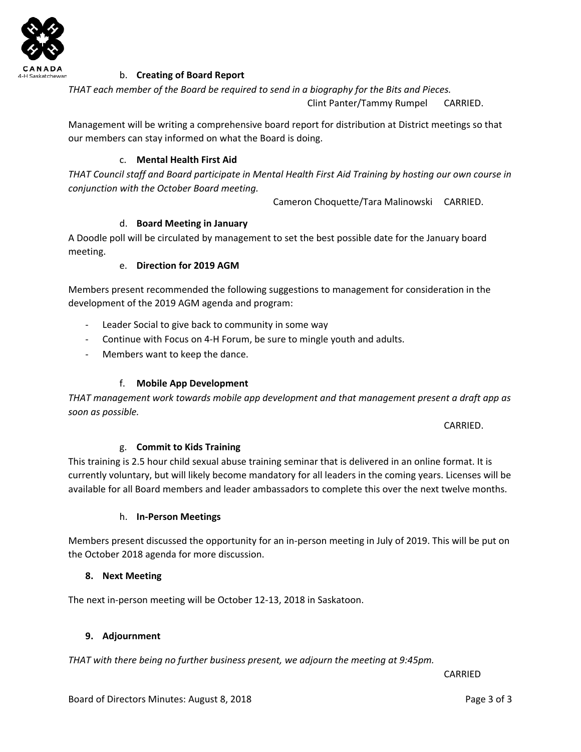b. **Creating of Board Report**

*THAT each member of the Board be required to send in a biography for the Bits and Pieces.*

Clint Panter/Tammy Rumpel CARRIED.

Management will be writing a comprehensive board report for distribution at District meetings so that our members can stay informed on what the Board is doing.

c. **Mental Health First Aid**

*THAT Council staff and Board participate in Mental Health First Aid Training by hosting our own course in conjunction with the October Board meeting.*

Cameron Choquette/Tara Malinowski CARRIED.

d. **Board Meeting in January**

A Doodle poll will be circulated by management to set the best possible date for the January board meeting.

e. **Direction for 2019 AGM**

Members present recommended the following suggestions to management for consideration in the development of the 2019 AGM agenda and program:

- Leader Social to give back to community in some way
- Continue with Focus on 4-H Forum, be sure to mingle youth and adults.
- Members want to keep the dance.

f. **Mobile App Development**

*THAT management work towards mobile app development and that management present a draft app as soon as possible.*

CARRIED.

g. **Commit to Kids Training**

This training is 2.5 hour child sexual abuse training seminar that is delivered in an online format. It is currently voluntary, but will likely become mandatory for all leaders in the coming years. Licenses will be available for all Board members and leader ambassadors to complete this over the next twelve months.

h. **In-Person Meetings**

Members present discussed the opportunity for an in-person meeting in July of 2019. This will be put on the October 2018 agenda for more discussion.

## 8. Next Meeting

The next in-person meeting will be October 12-13, 2018 in Saskatoon.

## 9. Adjournment

*THAT with there being no further business present, we adjourn the meeting at 9:45pm.*

CARRIED